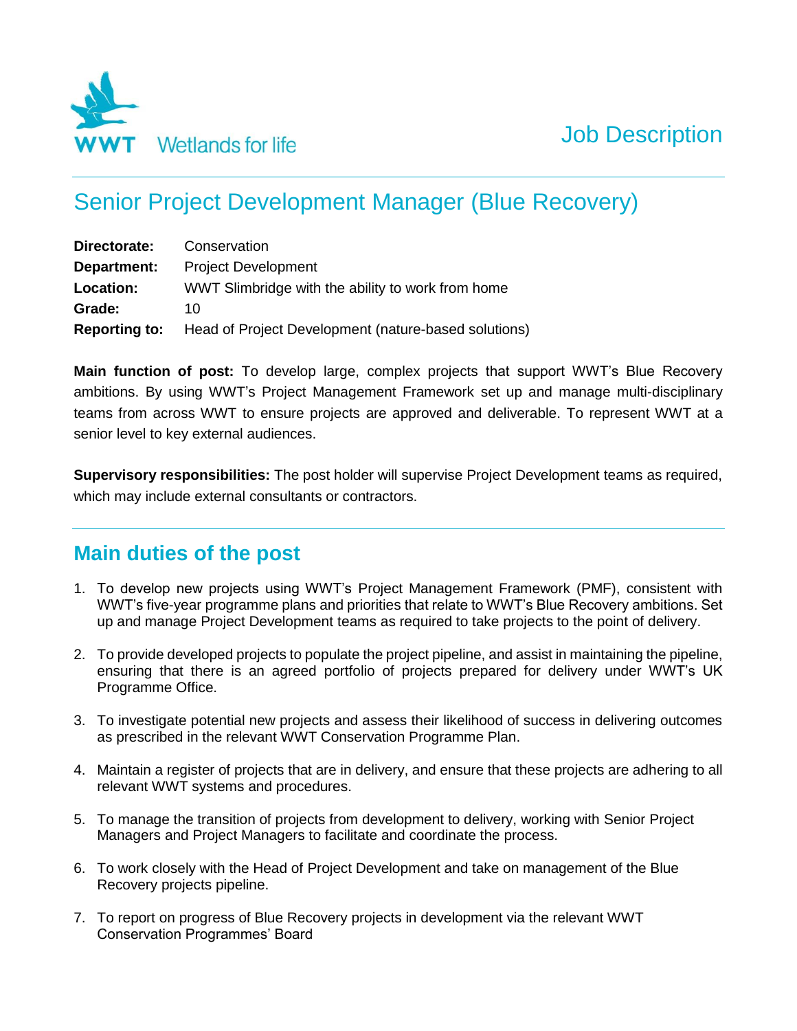WWT Wetlands for life

Job Description

# Senior Project Development Manager (Blue Recovery)

**Directorate:** Conservation
**Department:** Project Development
**Location:** WWT Slimbridge with the ability to work from home
**Grade:** 10
**Reporting to:** Head of Project Development (nature-based solutions)

**Main function of post:** To develop large, complex projects that support WWT's Blue Recovery ambitions. By using WWT's Project Management Framework set up and manage multi-disciplinary teams from across WWT to ensure projects are approved and deliverable. To represent WWT at a senior level to key external audiences.

**Supervisory responsibilities:** The post holder will supervise Project Development teams as required, which may include external consultants or contractors.

## Main duties of the post

1. To develop new projects using WWT's Project Management Framework (PMF), consistent with WWT's five-year programme plans and priorities that relate to WWT's Blue Recovery ambitions. Set up and manage Project Development teams as required to take projects to the point of delivery.

2. To provide developed projects to populate the project pipeline, and assist in maintaining the pipeline, ensuring that there is an agreed portfolio of projects prepared for delivery under WWT's UK Programme Office.

3. To investigate potential new projects and assess their likelihood of success in delivering outcomes as prescribed in the relevant WWT Conservation Programme Plan.

4. Maintain a register of projects that are in delivery, and ensure that these projects are adhering to all relevant WWT systems and procedures.

5. To manage the transition of projects from development to delivery, working with Senior Project Managers and Project Managers to facilitate and coordinate the process.

6. To work closely with the Head of Project Development and take on management of the Blue Recovery projects pipeline.

7. To report on progress of Blue Recovery projects in development via the relevant WWT Conservation Programmes' Board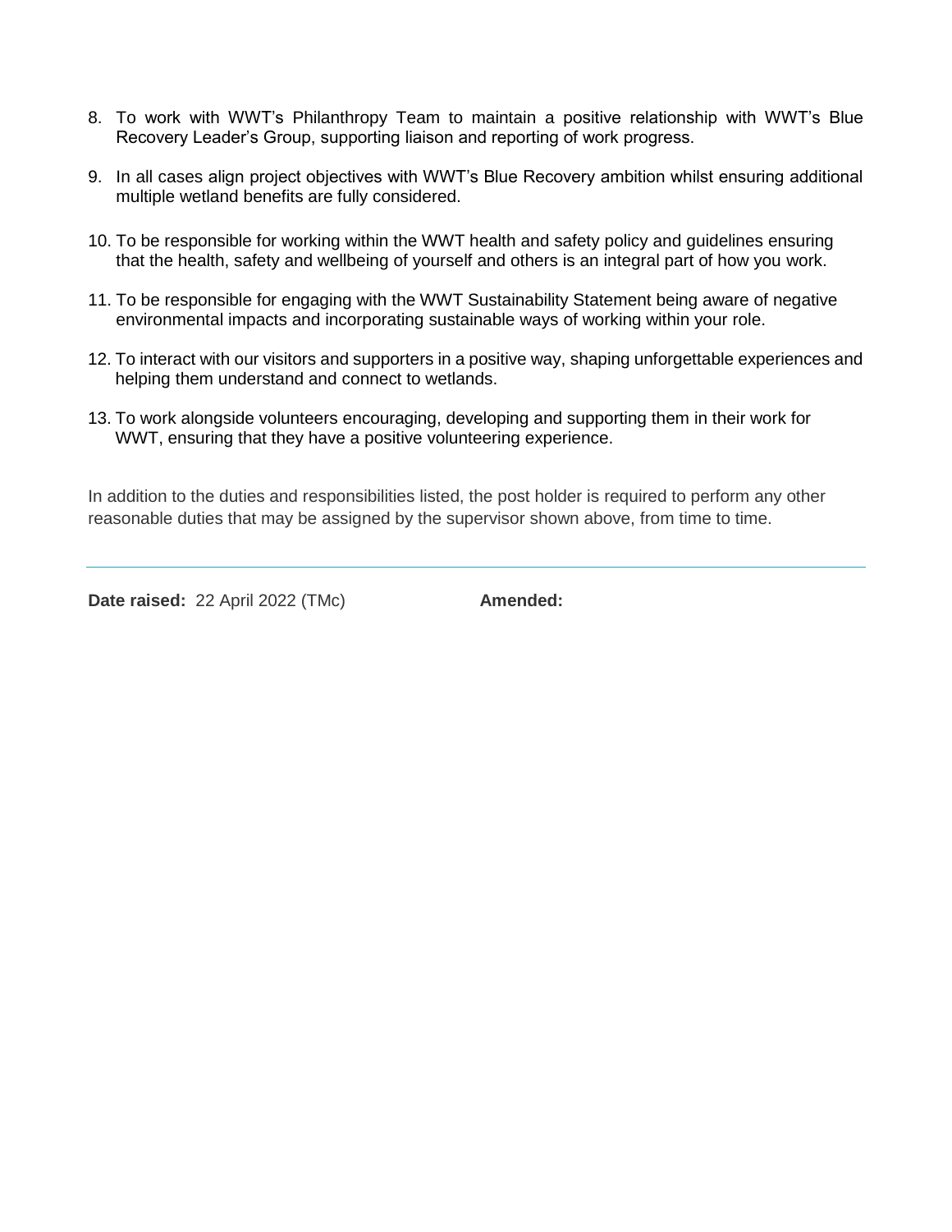8. To work with WWT's Philanthropy Team to maintain a positive relationship with WWT's Blue Recovery Leader's Group, supporting liaison and reporting of work progress.

9. In all cases align project objectives with WWT's Blue Recovery ambition whilst ensuring additional multiple wetland benefits are fully considered.

10. To be responsible for working within the WWT health and safety policy and guidelines ensuring that the health, safety and wellbeing of yourself and others is an integral part of how you work.

11. To be responsible for engaging with the WWT Sustainability Statement being aware of negative environmental impacts and incorporating sustainable ways of working within your role.

12. To interact with our visitors and supporters in a positive way, shaping unforgettable experiences and helping them understand and connect to wetlands.

13. To work alongside volunteers encouraging, developing and supporting them in their work for WWT, ensuring that they have a positive volunteering experience.

In addition to the duties and responsibilities listed, the post holder is required to perform any other reasonable duties that may be assigned by the supervisor shown above, from time to time.

---

**Date raised:** 22 April 2022 (TMc) **Amended:**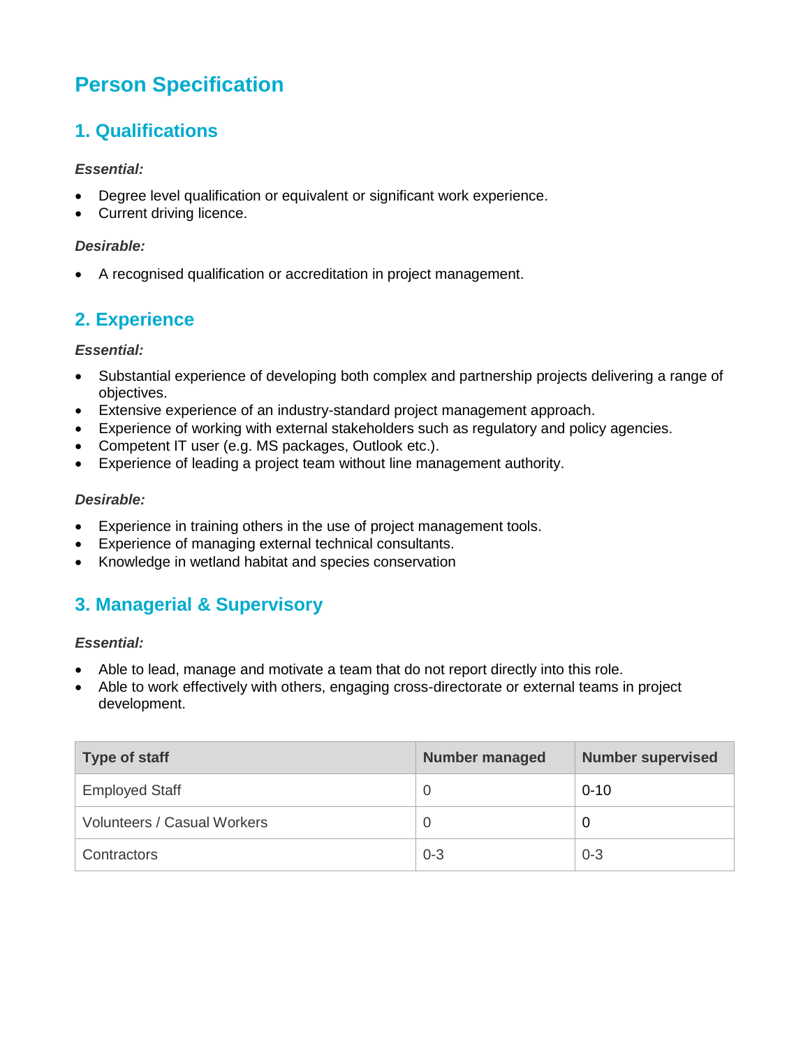# Person Specification

## 1. Qualifications

***Essential:***

- Degree level qualification or equivalent or significant work experience.
- Current driving licence.

***Desirable:***

- A recognised qualification or accreditation in project management.

## 2. Experience

***Essential:***

- Substantial experience of developing both complex and partnership projects delivering a range of objectives.
- Extensive experience of an industry-standard project management approach.
- Experience of working with external stakeholders such as regulatory and policy agencies.
- Competent IT user (e.g. MS packages, Outlook etc.).
- Experience of leading a project team without line management authority.

***Desirable:***

- Experience in training others in the use of project management tools.
- Experience of managing external technical consultants.
- Knowledge in wetland habitat and species conservation

## 3. Managerial & Supervisory

***Essential:***

- Able to lead, manage and motivate a team that do not report directly into this role.
- Able to work effectively with others, engaging cross-directorate or external teams in project development.

| Type of staff | Number managed | Number supervised |
|---|---|---|
| Employed Staff | 0 | 0-10 |
| Volunteers / Casual Workers | 0 | 0 |
| Contractors | 0-3 | 0-3 |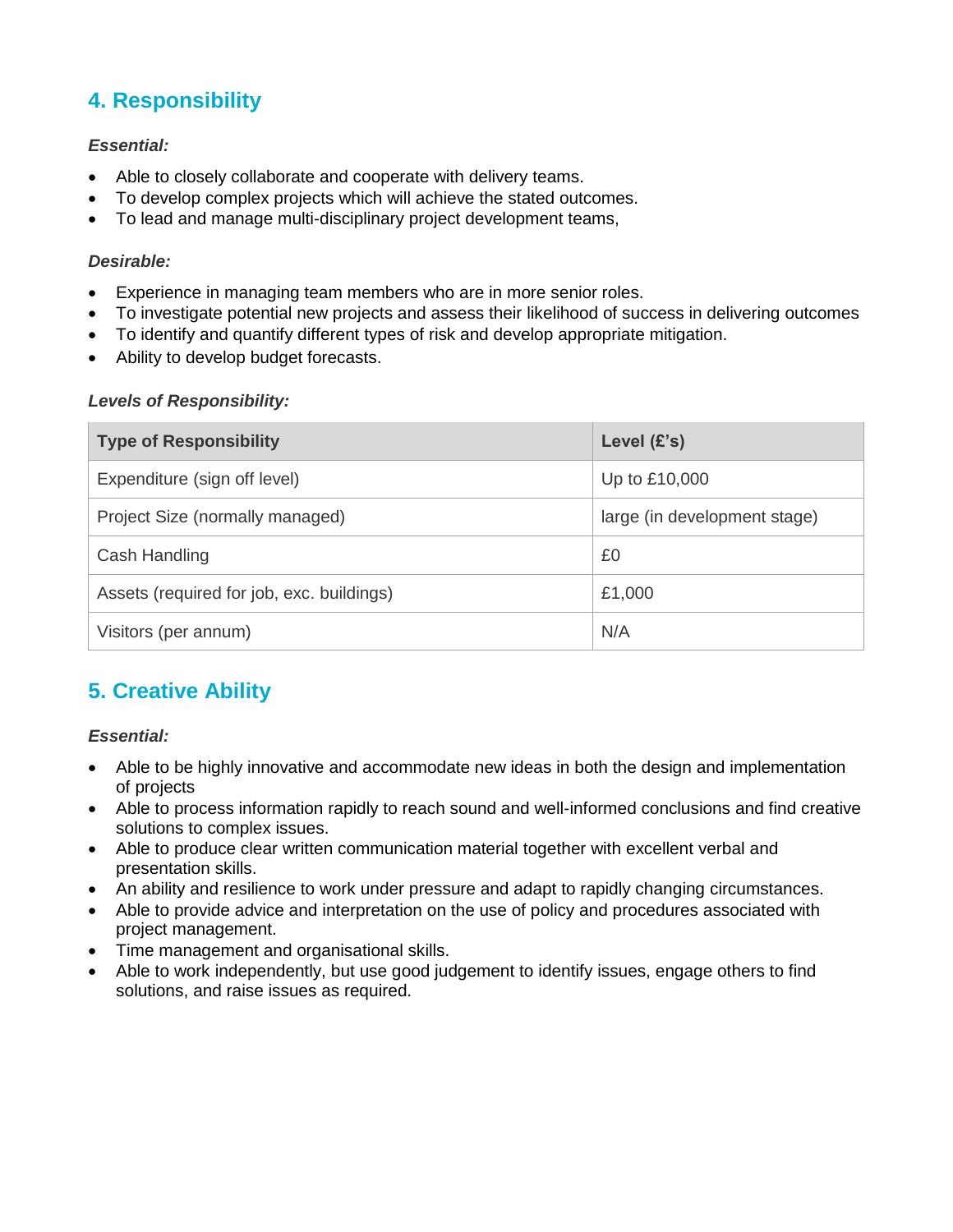## 4. Responsibility

***Essential:***

- Able to closely collaborate and cooperate with delivery teams.
- To develop complex projects which will achieve the stated outcomes.
- To lead and manage multi-disciplinary project development teams,

***Desirable:***

- Experience in managing team members who are in more senior roles.
- To investigate potential new projects and assess their likelihood of success in delivering outcomes
- To identify and quantify different types of risk and develop appropriate mitigation.
- Ability to develop budget forecasts.

***Levels of Responsibility:***

| Type of Responsibility | Level (£'s) |
| --- | --- |
| Expenditure (sign off level) | Up to £10,000 |
| Project Size (normally managed) | large (in development stage) |
| Cash Handling | £0 |
| Assets (required for job, exc. buildings) | £1,000 |
| Visitors (per annum) | N/A |

## 5. Creative Ability

***Essential:***

- Able to be highly innovative and accommodate new ideas in both the design and implementation of projects
- Able to process information rapidly to reach sound and well-informed conclusions and find creative solutions to complex issues.
- Able to produce clear written communication material together with excellent verbal and presentation skills.
- An ability and resilience to work under pressure and adapt to rapidly changing circumstances.
- Able to provide advice and interpretation on the use of policy and procedures associated with project management.
- Time management and organisational skills.
- Able to work independently, but use good judgement to identify issues, engage others to find solutions, and raise issues as required.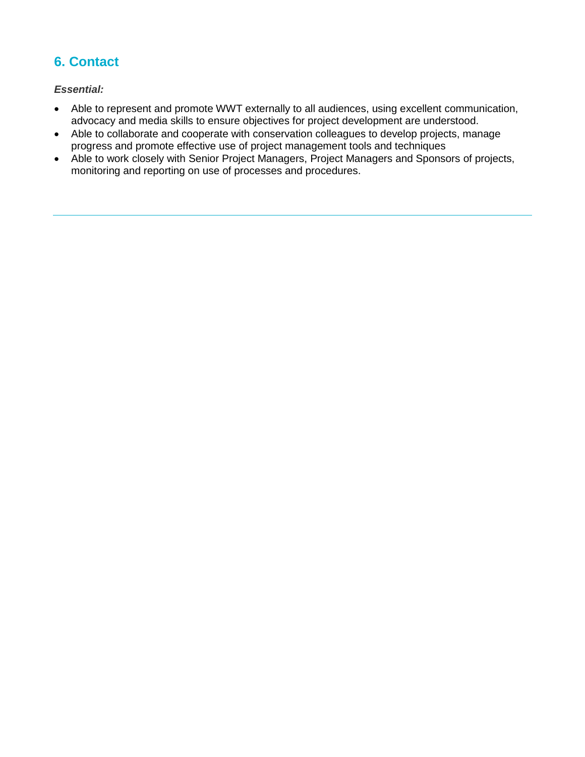## 6. Contact

***Essential:***

- Able to represent and promote WWT externally to all audiences, using excellent communication, advocacy and media skills to ensure objectives for project development are understood.
- Able to collaborate and cooperate with conservation colleagues to develop projects, manage progress and promote effective use of project management tools and techniques
- Able to work closely with Senior Project Managers, Project Managers and Sponsors of projects, monitoring and reporting on use of processes and procedures.

---